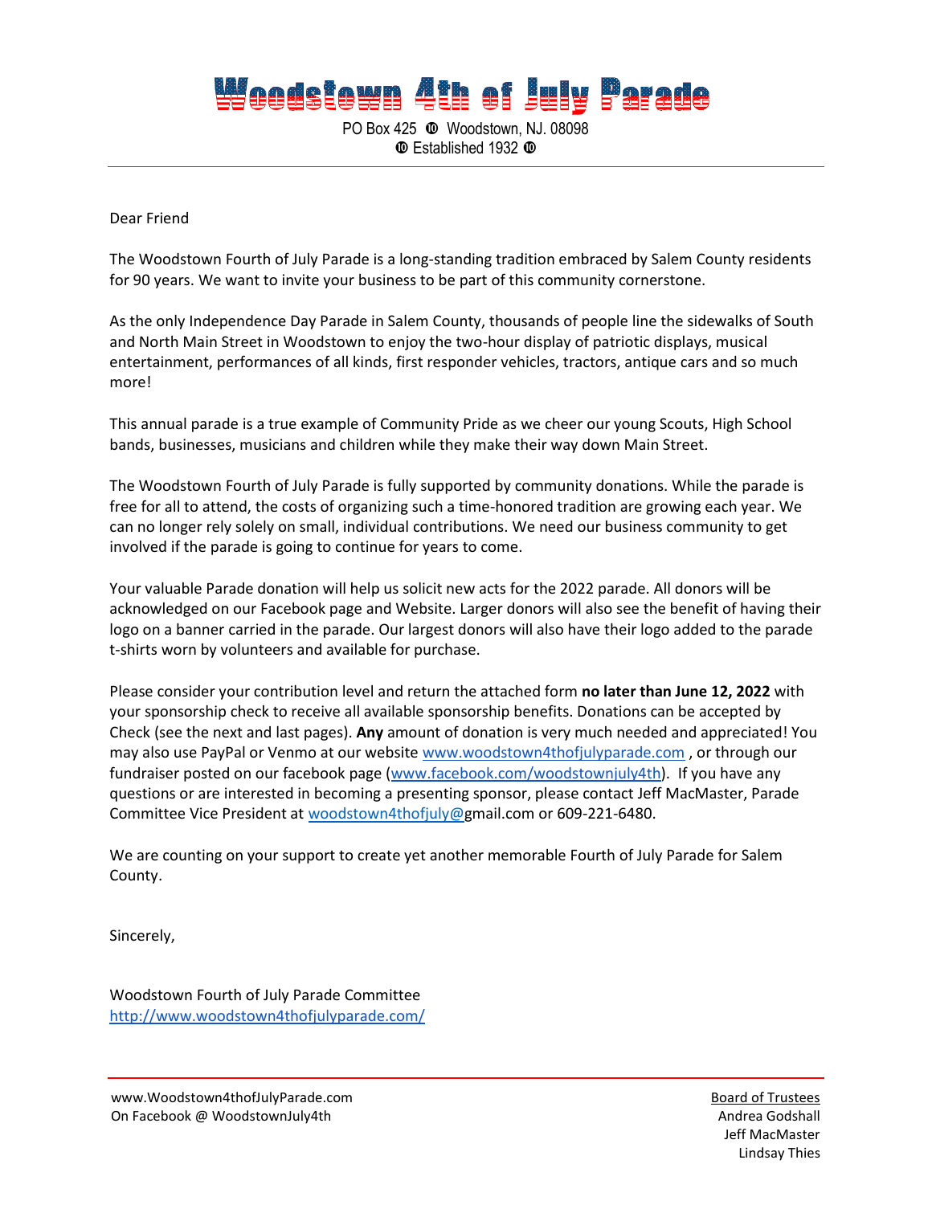# Woodstown 4th of July Parade

PO Box 425 ⓾ Woodstown, NJ. 08098
⓾ Established 1932 ⓾

---

Dear Friend

The Woodstown Fourth of July Parade is a long-standing tradition embraced by Salem County residents for 90 years. We want to invite your business to be part of this community cornerstone.

As the only Independence Day Parade in Salem County, thousands of people line the sidewalks of South and North Main Street in Woodstown to enjoy the two-hour display of patriotic displays, musical entertainment, performances of all kinds, first responder vehicles, tractors, antique cars and so much more!

This annual parade is a true example of Community Pride as we cheer our young Scouts, High School bands, businesses, musicians and children while they make their way down Main Street.

The Woodstown Fourth of July Parade is fully supported by community donations. While the parade is free for all to attend, the costs of organizing such a time-honored tradition are growing each year. We can no longer rely solely on small, individual contributions. We need our business community to get involved if the parade is going to continue for years to come.

Your valuable Parade donation will help us solicit new acts for the 2022 parade. All donors will be acknowledged on our Facebook page and Website. Larger donors will also see the benefit of having their logo on a banner carried in the parade. Our largest donors will also have their logo added to the parade t-shirts worn by volunteers and available for purchase.

Please consider your contribution level and return the attached form **no later than June 12, 2022** with your sponsorship check to receive all available sponsorship benefits. Donations can be accepted by Check (see the next and last pages). **Any** amount of donation is very much needed and appreciated! You may also use PayPal or Venmo at our website www.woodstown4thofjulyparade.com , or through our fundraiser posted on our facebook page (www.facebook.com/woodstownjuly4th). If you have any questions or are interested in becoming a presenting sponsor, please contact Jeff MacMaster, Parade Committee Vice President at woodstown4thofjuly@gmail.com or 609-221-6480.

We are counting on your support to create yet another memorable Fourth of July Parade for Salem County.

Sincerely,

Woodstown Fourth of July Parade Committee
http://www.woodstown4thofjulyparade.com/

---

www.Woodstown4thofJulyParade.com
On Facebook @ WoodstownJuly4th

Board of Trustees
Andrea Godshall
Jeff MacMaster
Lindsay Thies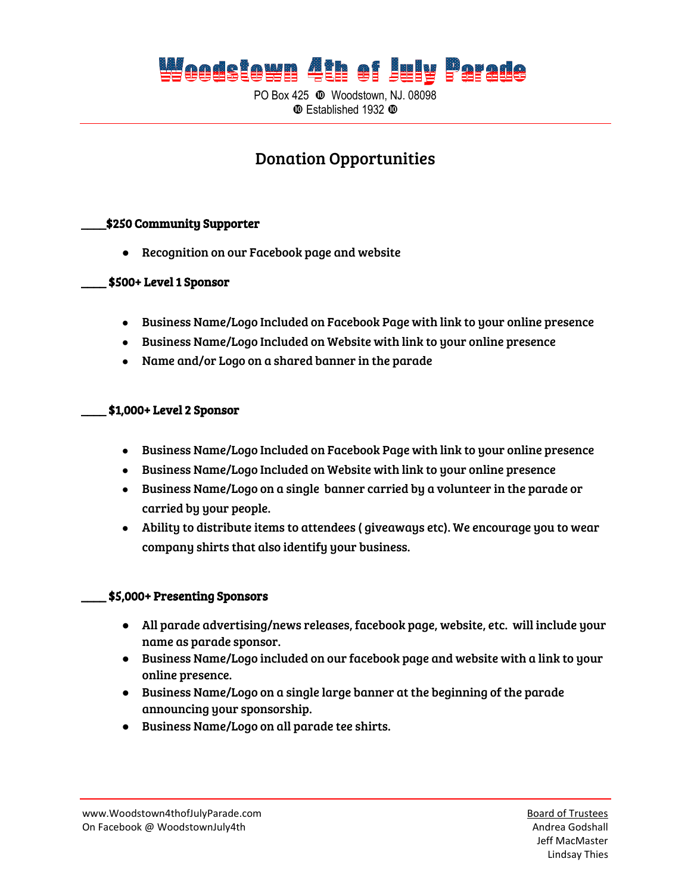# Woodstown 4th of July Parade

PO Box 425 ➉ Woodstown, NJ. 08098
➉ Established 1932 ➉

## Donation Opportunities

**____$250 Community Supporter**

- Recognition on our Facebook page and website

**____ $500+ Level 1 Sponsor**

- Business Name/Logo Included on Facebook Page with link to your online presence
- Business Name/Logo Included on Website with link to your online presence
- Name and/or Logo on a shared banner in the parade

**____ $1,000+ Level 2 Sponsor**

- Business Name/Logo Included on Facebook Page with link to your online presence
- Business Name/Logo Included on Website with link to your online presence
- Business Name/Logo on a single banner carried by a volunteer in the parade or carried by your people.
- Ability to distribute items to attendees ( giveaways etc). We encourage you to wear company shirts that also identify your business.

**____ $5,000+ Presenting Sponsors**

- All parade advertising/news releases, facebook page, website, etc. will include your name as parade sponsor.
- Business Name/Logo included on our facebook page and website with a link to your online presence.
- Business Name/Logo on a single large banner at the beginning of the parade announcing your sponsorship.
- Business Name/Logo on all parade tee shirts.

www.Woodstown4thofJulyParade.com
On Facebook @ WoodstownJuly4th

Board of Trustees
Andrea Godshall
Jeff MacMaster
Lindsay Thies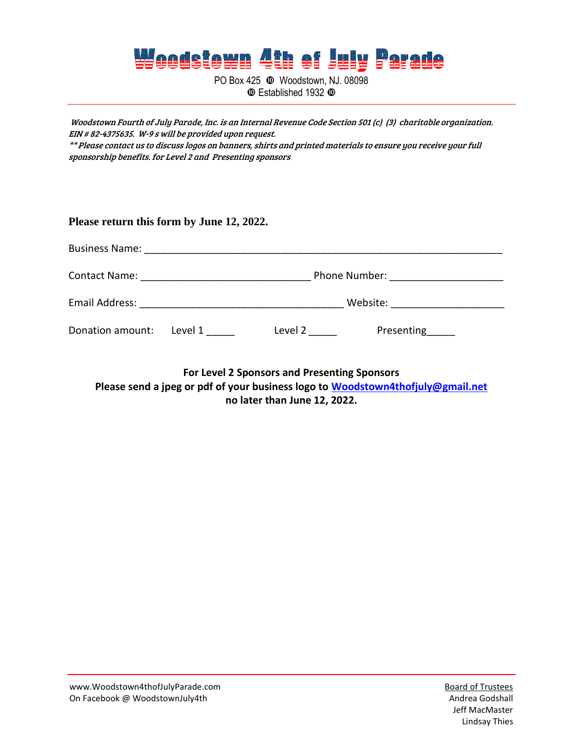# Woodstown 4th of July Parade

PO Box 425 ➓ Woodstown, NJ. 08098
➓ Established 1932 ➓

---

*Woodstown Fourth of July Parade, Inc. is an Internal Revenue Code Section 501 (c) (3) charitable organization. EIN # 82-4375635. W-9 s will be provided upon request.*
*** Please contact us to discuss logos on banners, shirts and printed materials to ensure you receive your full sponsorship benefits. for Level 2 and Presenting sponsors*

**Please return this form by June 12, 2022.**

Business Name: ___________________________________________________________________

Contact Name: ______________________________ Phone Number: ____________________

Email Address: ____________________________________ Website: ____________________

Donation amount: Level 1 _____ Level 2 _____ Presenting_____

**For Level 2 Sponsors and Presenting Sponsors**
**Please send a jpeg or pdf of your business logo to Woodstown4thofjuly@gmail.net**
**no later than June 12, 2022.**

---

www.Woodstown4thofJulyParade.com
On Facebook @ WoodstownJuly4th

Board of Trustees
Andrea Godshall
Jeff MacMaster
Lindsay Thies